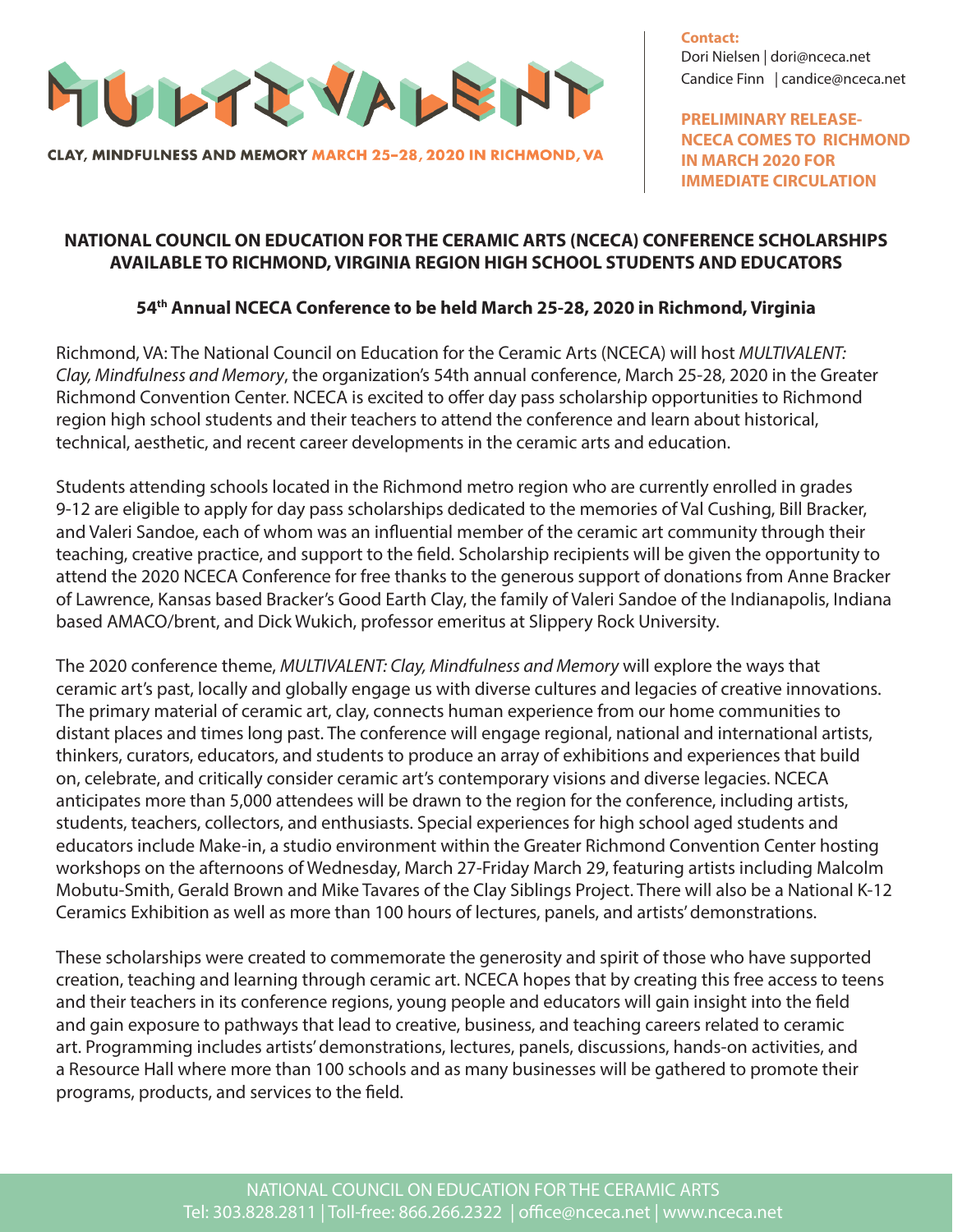MULTIVALENT

CLAY, MINDFULNESS AND MEMORY MARCH 25-28, 2020 IN RICHMOND, VA

**Contact:**
Dori Nielsen | dori@nceca.net
Candice Finn | candice@nceca.net

**PRELIMINARY RELEASE- NCECA COMES TO RICHMOND IN MARCH 2020 FOR IMMEDIATE CIRCULATION**

## NATIONAL COUNCIL ON EDUCATION FOR THE CERAMIC ARTS (NCECA) CONFERENCE SCHOLARSHIPS AVAILABLE TO RICHMOND, VIRGINIA REGION HIGH SCHOOL STUDENTS AND EDUCATORS

### 54th Annual NCECA Conference to be held March 25-28, 2020 in Richmond, Virginia

Richmond, VA: The National Council on Education for the Ceramic Arts (NCECA) will host *MULTIVALENT: Clay, Mindfulness and Memory*, the organization's 54th annual conference, March 25-28, 2020 in the Greater Richmond Convention Center. NCECA is excited to offer day pass scholarship opportunities to Richmond region high school students and their teachers to attend the conference and learn about historical, technical, aesthetic, and recent career developments in the ceramic arts and education.

Students attending schools located in the Richmond metro region who are currently enrolled in grades 9-12 are eligible to apply for day pass scholarships dedicated to the memories of Val Cushing, Bill Bracker, and Valeri Sandoe, each of whom was an influential member of the ceramic art community through their teaching, creative practice, and support to the field. Scholarship recipients will be given the opportunity to attend the 2020 NCECA Conference for free thanks to the generous support of donations from Anne Bracker of Lawrence, Kansas based Bracker's Good Earth Clay, the family of Valeri Sandoe of the Indianapolis, Indiana based AMACO/brent, and Dick Wukich, professor emeritus at Slippery Rock University.

The 2020 conference theme, *MULTIVALENT: Clay, Mindfulness and Memory* will explore the ways that ceramic art's past, locally and globally engage us with diverse cultures and legacies of creative innovations. The primary material of ceramic art, clay, connects human experience from our home communities to distant places and times long past. The conference will engage regional, national and international artists, thinkers, curators, educators, and students to produce an array of exhibitions and experiences that build on, celebrate, and critically consider ceramic art's contemporary visions and diverse legacies. NCECA anticipates more than 5,000 attendees will be drawn to the region for the conference, including artists, students, teachers, collectors, and enthusiasts. Special experiences for high school aged students and educators include Make-in, a studio environment within the Greater Richmond Convention Center hosting workshops on the afternoons of Wednesday, March 27-Friday March 29, featuring artists including Malcolm Mobutu-Smith, Gerald Brown and Mike Tavares of the Clay Siblings Project. There will also be a National K-12 Ceramics Exhibition as well as more than 100 hours of lectures, panels, and artists' demonstrations.

These scholarships were created to commemorate the generosity and spirit of those who have supported creation, teaching and learning through ceramic art. NCECA hopes that by creating this free access to teens and their teachers in its conference regions, young people and educators will gain insight into the field and gain exposure to pathways that lead to creative, business, and teaching careers related to ceramic art. Programming includes artists' demonstrations, lectures, panels, discussions, hands-on activities, and a Resource Hall where more than 100 schools and as many businesses will be gathered to promote their programs, products, and services to the field.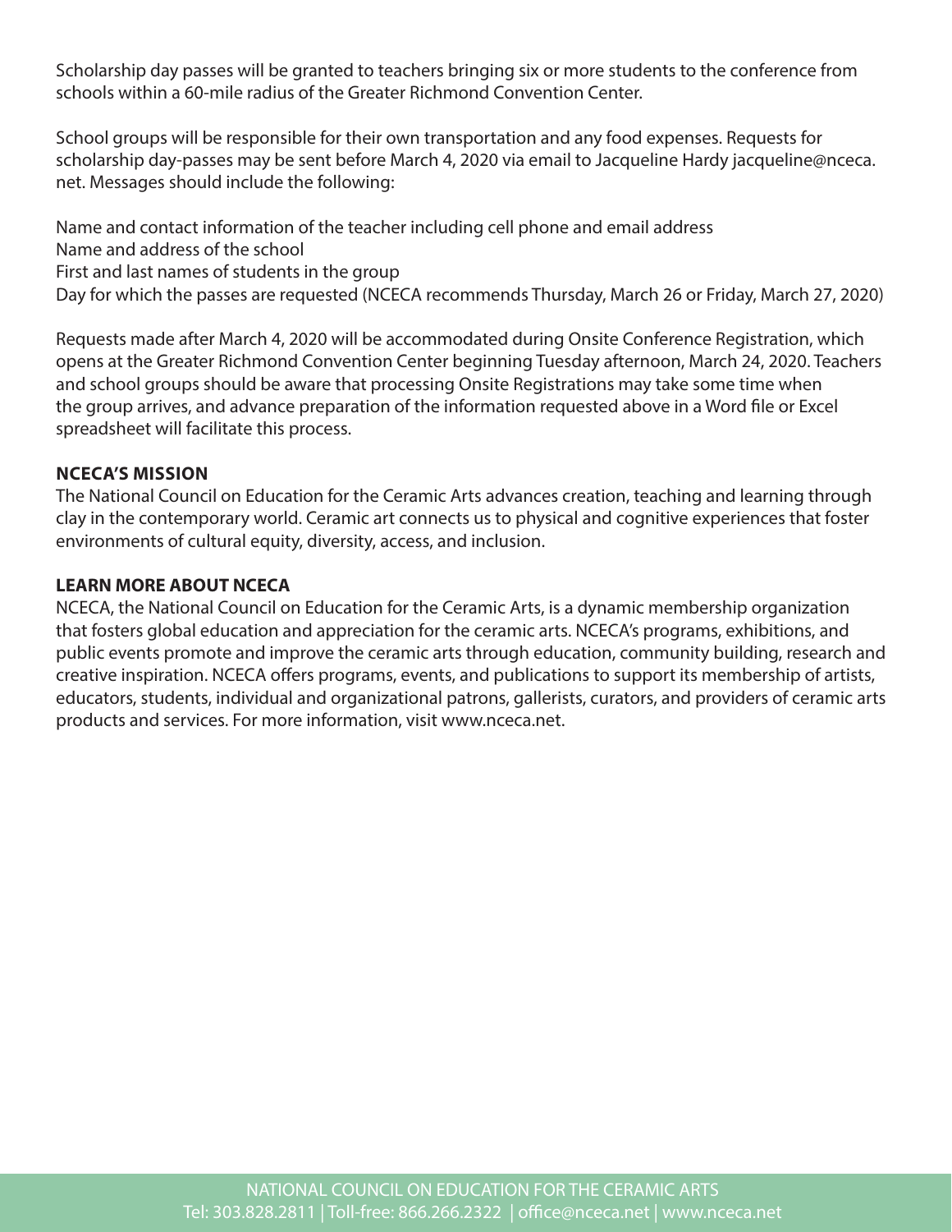Scholarship day passes will be granted to teachers bringing six or more students to the conference from schools within a 60-mile radius of the Greater Richmond Convention Center.

School groups will be responsible for their own transportation and any food expenses. Requests for scholarship day-passes may be sent before March 4, 2020 via email to Jacqueline Hardy jacqueline@nceca.net. Messages should include the following:

Name and contact information of the teacher including cell phone and email address
Name and address of the school
First and last names of students in the group
Day for which the passes are requested (NCECA recommends Thursday, March 26 or Friday, March 27, 2020)

Requests made after March 4, 2020 will be accommodated during Onsite Conference Registration, which opens at the Greater Richmond Convention Center beginning Tuesday afternoon, March 24, 2020. Teachers and school groups should be aware that processing Onsite Registrations may take some time when the group arrives, and advance preparation of the information requested above in a Word file or Excel spreadsheet will facilitate this process.

**NCECA'S MISSION**

The National Council on Education for the Ceramic Arts advances creation, teaching and learning through clay in the contemporary world. Ceramic art connects us to physical and cognitive experiences that foster environments of cultural equity, diversity, access, and inclusion.

**LEARN MORE ABOUT NCECA**

NCECA, the National Council on Education for the Ceramic Arts, is a dynamic membership organization that fosters global education and appreciation for the ceramic arts. NCECA's programs, exhibitions, and public events promote and improve the ceramic arts through education, community building, research and creative inspiration. NCECA offers programs, events, and publications to support its membership of artists, educators, students, individual and organizational patrons, gallerists, curators, and providers of ceramic arts products and services. For more information, visit www.nceca.net.